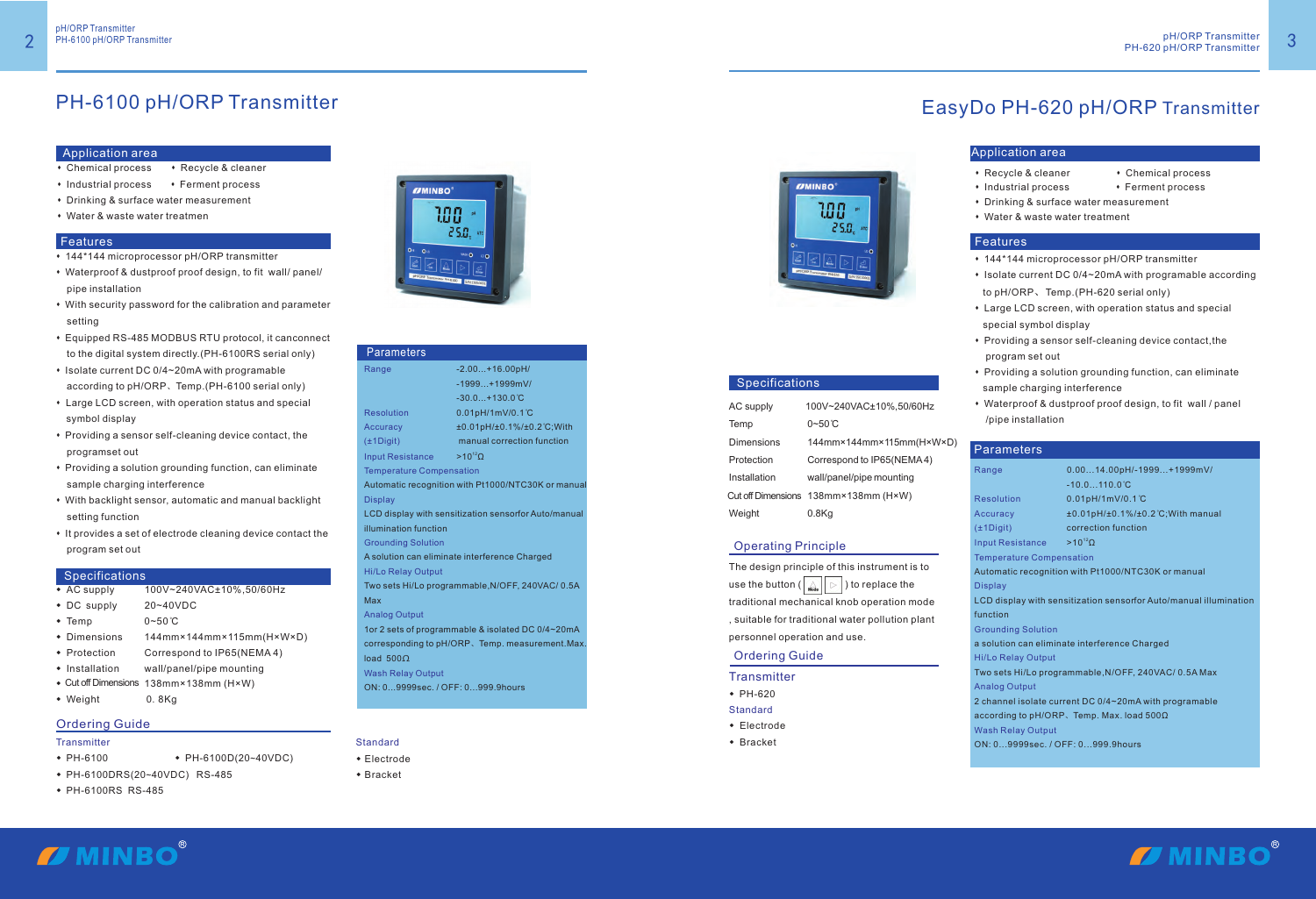# PH-6100 pH/ORP Transmitter

## Application area

- Chemical process
- Recycle & cleaner
- Industrial process
- Ferment process
- Drinking & surface water measurement
- Water & waste water treatmen

## Features

- 144*144 microprocessor pH/ORP transmitter
- Waterproof & dustproof proof design, to fit wall/ panel/ pipe installation
- With security password for the calibration and parameter setting
- Equipped RS-485 MODBUS RTU protocol, it canconnect to the digital system directly.(PH-6100RS serial only)
- Isolate current DC 0/4~20mA with programable according to pH/ORP、Temp.(PH-6100 serial only)
- Large LCD screen, with operation status and special symbol display
- Providing a sensor self-cleaning device contact, the programset out
- Providing a solution grounding function, can eliminate sample charging interference
- With backlight sensor, automatic and manual backlight setting function
- It provides a set of electrode cleaning device contact the program set out

## Specifications

| | |
|---|---|
| AC supply | 100V~240VAC±10%,50/60Hz |
| DC supply | 20~40VDC |
| Temp | 0~50℃ |
| Dimensions | 144mm×144mm×115mm(H×W×D) |
| Protection | Correspond to IP65(NEMA 4) |
| Installation | wall/panel/pipe mounting |
| Cut off Dimensions | 138mm×138mm (H×W) |
| Weight | 0. 8Kg |

## Parameters

| | |
|---|---|
| Range | -2.00...+16.00pH/ -1999...+1999mV/ -30.0...+130.0℃ |
| Resolution | 0.01pH/1mV/0.1℃ |
| Accuracy (±1Digit) | ±0.01pH/±0.1%/±0.2℃;With manual correction function |
| Input Resistance | $>10^{12}\Omega$ |

**Temperature Compensation**
Automatic recognition with Pt1000/NTC30K or manual

**Display**
LCD display with sensitization sensorfor Auto/manual illumination function

**Grounding Solution**
A solution can eliminate interference Charged

**Hi/Lo Relay Output**
Two sets Hi/Lo programmable,N/OFF, 240VAC/ 0.5A Max

**Analog Output**
1or 2 sets of programmable & isolated DC 0/4~20mA corresponding to pH/ORP、Temp. measurement.Max. load 500Ω

**Wash Relay Output**
ON: 0...9999sec. / OFF: 0...999.9hours

## Ordering Guide

**Transmitter**

- PH-6100
- PH-6100D(20~40VDC)
- PH-6100DRS(20~40VDC) RS-485
- PH-6100RS RS-485

**Standard**

- Electrode
- Bracket

# EasyDo PH-620 pH/ORP Transmitter

## Application area

- Recycle & cleaner
- Chemical process
- Industrial process
- Ferment process
- Drinking & surface water measurement
- Water & waste water treatment

## Features

- 144*144 microprocessor pH/ORP transmitter
- Isolate current DC 0/4~20mA with programable according to pH/ORP、Temp.(PH-620 serial only)
- Large LCD screen, with operation status and special special symbol display
- Providing a sensor self-cleaning device contact,the program set out
- Providing a solution grounding function, can eliminate sample charging interference
- Waterproof & dustproof proof design, to fit wall / panel /pipe installation

## Specifications

| | |
|---|---|
| AC supply | 100V~240VAC±10%,50/60Hz |
| Temp | 0~50℃ |
| Dimensions | 144mm×144mm×115mm(H×W×D) |
| Protection | Correspond to IP65(NEMA 4) |
| Installation | wall/panel/pipe mounting |
| Cut off Dimensions | 138mm×138mm (H×W) |
| Weight | 0.8Kg |

## Operating Principle

The design principle of this instrument is to use the button ( Mode ▷ ) to replace the traditional mechanical knob operation mode , suitable for traditional water pollution plant personnel operation and use.

## Ordering Guide

**Transmitter**

- PH-620

**Standard**

- Electrode
- Bracket

## Parameters

| | |
|---|---|
| Range | 0.00...14.00pH/-1999...+1999mV/ -10.0...110.0℃ |
| Resolution | 0.01pH/1mV/0.1℃ |
| Accuracy (±1Digit) | ±0.01pH/±0.1%/±0.2℃;With manual correction function |
| Input Resistance | $>10^{12}\Omega$ |

**Temperature Compensation**
Automatic recognition with Pt1000/NTC30K or manual

**Display**
LCD display with sensitization sensorfor Auto/manual illumination function

**Grounding Solution**
a solution can eliminate interference Charged

**Hi/Lo Relay Output**
Two sets Hi/Lo programmable,N/OFF, 240VAC/ 0.5A Max

**Analog Output**
2 channel isolate current DC 0/4~20mA with programable according to pH/ORP、Temp. Max. load 500Ω

**Wash Relay Output**
ON: 0...9999sec. / OFF: 0...999.9hours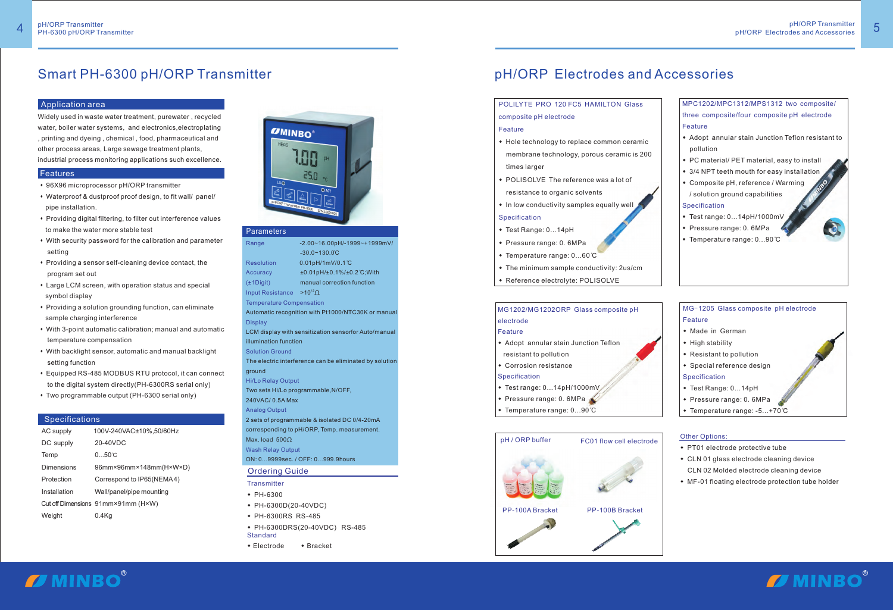# Smart PH-6300 pH/ORP Transmitter

## Application area

Widely used in waste water treatment, purewater , recycled water, boiler water systems, and electronics,electroplating , printing and dyeing , chemical , food, pharmaceutical and other process areas, Large sewage treatment plants, industrial process monitoring applications such excellence.

## Features

- 96X96 microprocessor pH/ORP transmitter
- Waterproof & dustproof proof design, to fit wall/ panel/ pipe installation.
- Providing digital filtering, to filter out interference values to make the water more stable test
- With security password for the calibration and parameter setting
- Providing a sensor self-cleaning device contact, the program set out
- Large LCM screen, with operation status and special symbol display
- Providing a solution grounding function, can eliminate sample charging interference
- With 3-point automatic calibration; manual and automatic temperature compensation
- With backlight sensor, automatic and manual backlight setting function
- Equipped RS-485 MODBUS RTU protocol, it can connect to the digital system directly(PH-6300RS serial only)
- Two programmable output (PH-6300 serial only)

## Specifications

| | |
|---|---|
| AC supply | 100V-240VAC±10%,50/60Hz |
| DC supply | 20-40VDC |
| Temp | 0...50℃ |
| Dimensions | 96mm×96mm×148mm(H×W×D) |
| Protection | Correspond to IP65(NEMA4) |
| Installation | Wall/panel/pipe mounting |
| Cut off Dimensions | 91mm×91mm (H×W) |
| Weight | 0.4Kg |

## Parameters

| | |
|---|---|
| Range | -2.00~16.00pH/-1999~+1999mV/ -30.0~130.0℃ |
| Resolution | 0.01pH/1mV/0.1℃ |
| Accuracy (±1Digit) | ±0.01pH/±0.1%/±0.2℃;With manual correction function |
| Input Resistance | $>10^{12}\Omega$ |

**Temperature Compensation**
Automatic recognition with Pt1000/NTC30K or manual

**Display**
LCM display with sensitization sensorfor Auto/manual illumination function

**Solution Ground**
The electric interference can be eliminated by solution ground

**Hi/Lo Relay Output**
Two sets Hi/Lo programmable,N/OFF, 240VAC/ 0.5A Max

**Analog Output**
2 sets of programmable & isolated DC 0/4-20mA corresponding to pH/ORP, Temp. measurement. Max. load 500Ω

**Wash Relay Output**
ON: 0...9999sec. / OFF: 0...999.9hours

## Ordering Guide

**Transmitter**

- PH-6300
- PH-6300D(20-40VDC)
- PH-6300RS RS-485
- PH-6300DRS(20-40VDC) RS-485

**Standard**

- Electrode
- Bracket

# pH/ORP Electrodes and Accessories

### POLILYTE PRO 120 FC5 HAMILTON Glass composite pH electrode

**Feature**

- Hole technology to replace common ceramic membrane technology, porous ceramic is 200 times larger
- POLISOLVE The reference was a lot of resistance to organic solvents
- In low conductivity samples equally well

**Specification**

- Test Range: 0...14pH
- Pressure range: 0. 6MPa
- Temperature range: 0...60℃
- The minimum sample conductivity: 2us/cm
- Reference electrolyte: POLISOLVE

### MPC1202/MPC1312/MPS1312 two composite/ three composite/four composite pH electrode

**Feature**

- Adopt annular stain Junction Teflon resistant to pollution
- PC material/ PET material, easy to install
- 3/4 NPT teeth mouth for easy installation
- Composite pH, reference / Warming / solution ground capabilities

**Specification**

- Test range: 0...14pH/1000mV
- Pressure range: 0. 6MPa
- Temperature range: 0...90℃

### MG1202/MG1202ORP Glass composite pH electrode

**Feature**

- Adopt annular stain Junction Teflon resistant to pollution
- Corrosion resistance

**Specification**

- Test range: 0...14pH/1000mV
- Pressure range: 0. 6MPa
- Temperature range: 0...90℃

### MG-1205 Glass composite pH electrode

**Feature**

- Made in German
- High stability
- Resistant to pollution
- Special reference design

**Specification**

- Test Range: 0...14pH
- Pressure range: 0. 6MPa
- Temperature range: -5...+70℃

### Accessories

pH / ORP buffer

FC01 flow cell electrode

PP-100A Bracket

PP-100B Bracket

### Other Options:

- PT01 electrode protective tube
- CLN 01 glass electrode cleaning device
  CLN 02 Molded electrode cleaning device
- MF-01 floating electrode protection tube holder